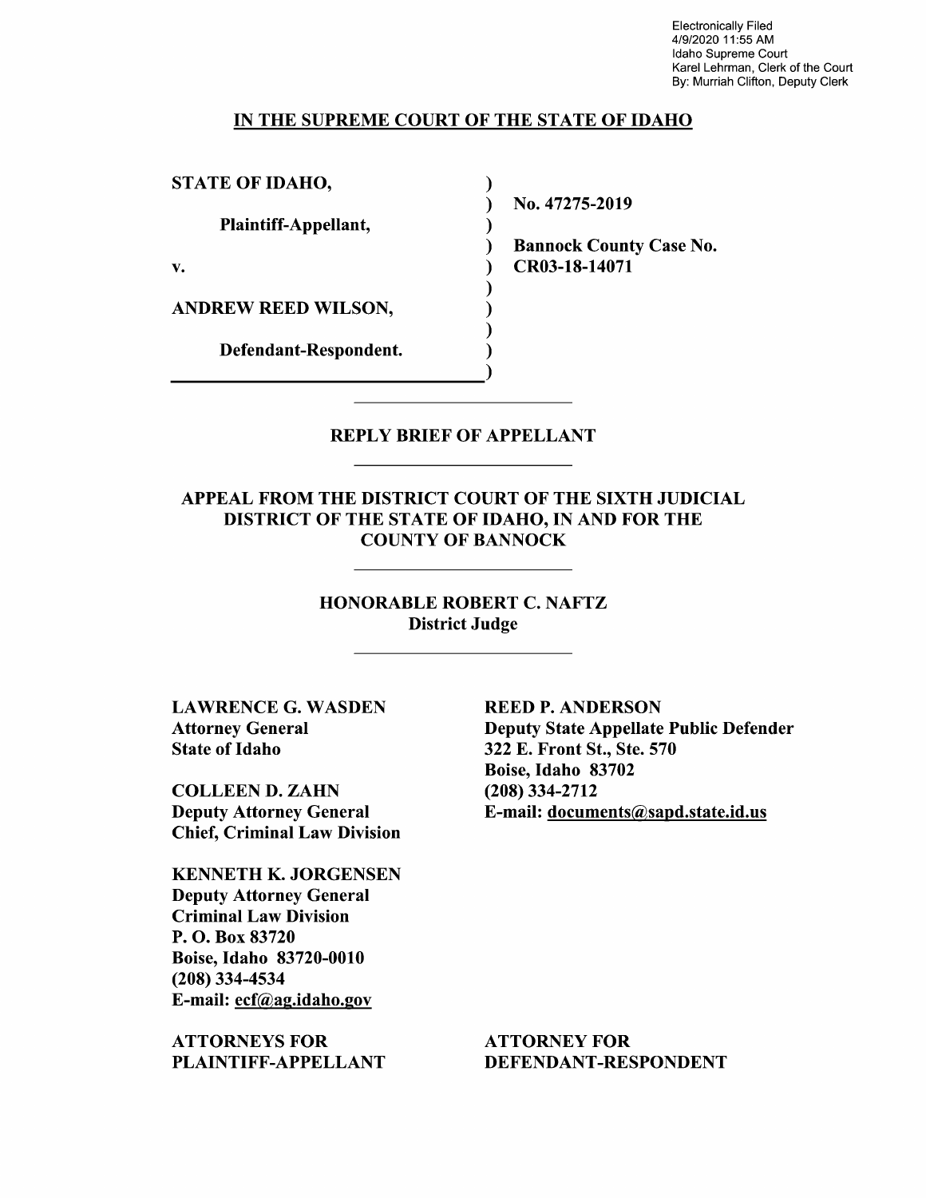Electronically Filed
4/9/2020 11:55 AM
Idaho Supreme Court
Karel Lehrman, Clerk of the Court
By: Murriah Clifton, Deputy Clerk

**IN THE SUPREME COURT OF THE STATE OF IDAHO**

| | | |
|---|---|---|
| **STATE OF IDAHO,** | ) | |
| | ) | **No. 47275-2019** |
| **Plaintiff-Appellant,** | ) | |
| | ) | **Bannock County Case No.** |
| **v.** | ) | **CR03-18-14071** |
| | ) | |
| **ANDREW REED WILSON,** | ) | |
| | ) | |
| **Defendant-Respondent.** | ) | |
| | ) | |

## REPLY BRIEF OF APPELLANT

**APPEAL FROM THE DISTRICT COURT OF THE SIXTH JUDICIAL DISTRICT OF THE STATE OF IDAHO, IN AND FOR THE COUNTY OF BANNOCK**

**HONORABLE ROBERT C. NAFTZ**
**District Judge**

**LAWRENCE G. WASDEN**
**Attorney General**
**State of Idaho**

**COLLEEN D. ZAHN**
**Deputy Attorney General**
**Chief, Criminal Law Division**

**KENNETH K. JORGENSEN**
**Deputy Attorney General**
**Criminal Law Division**
**P. O. Box 83720**
**Boise, Idaho 83720-0010**
**(208) 334-4534**
**E-mail: ecf@ag.idaho.gov**

**ATTORNEYS FOR PLAINTIFF-APPELLANT**

**REED P. ANDERSON**
**Deputy State Appellate Public Defender**
**322 E. Front St., Ste. 570**
**Boise, Idaho 83702**
**(208) 334-2712**
**E-mail: documents@sapd.state.id.us**

**ATTORNEY FOR DEFENDANT-RESPONDENT**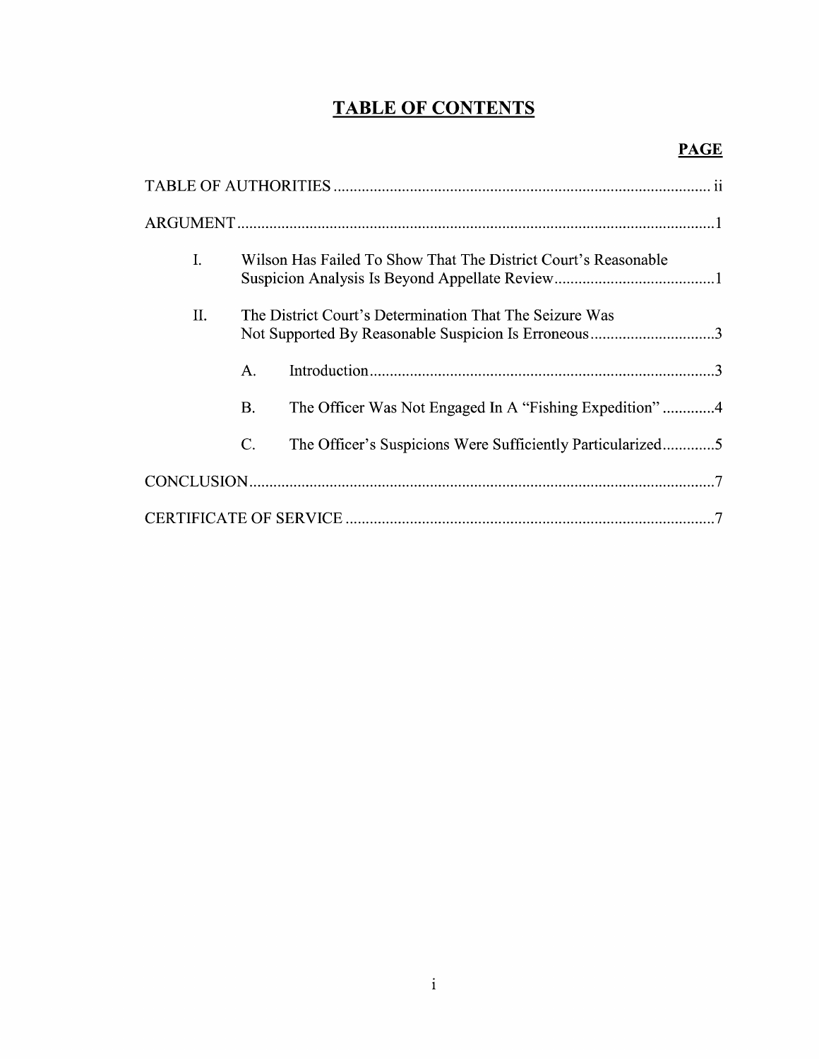# TABLE OF CONTENTS

| | PAGE |
|---|---|
| TABLE OF AUTHORITIES | ii |
| ARGUMENT | 1 |
| I. Wilson Has Failed To Show That The District Court's Reasonable Suspicion Analysis Is Beyond Appellate Review | 1 |
| II. The District Court's Determination That The Seizure Was Not Supported By Reasonable Suspicion Is Erroneous | 3 |
| A. Introduction | 3 |
| B. The Officer Was Not Engaged In A "Fishing Expedition" | 4 |
| C. The Officer's Suspicions Were Sufficiently Particularized | 5 |
| CONCLUSION | 7 |
| CERTIFICATE OF SERVICE | 7 |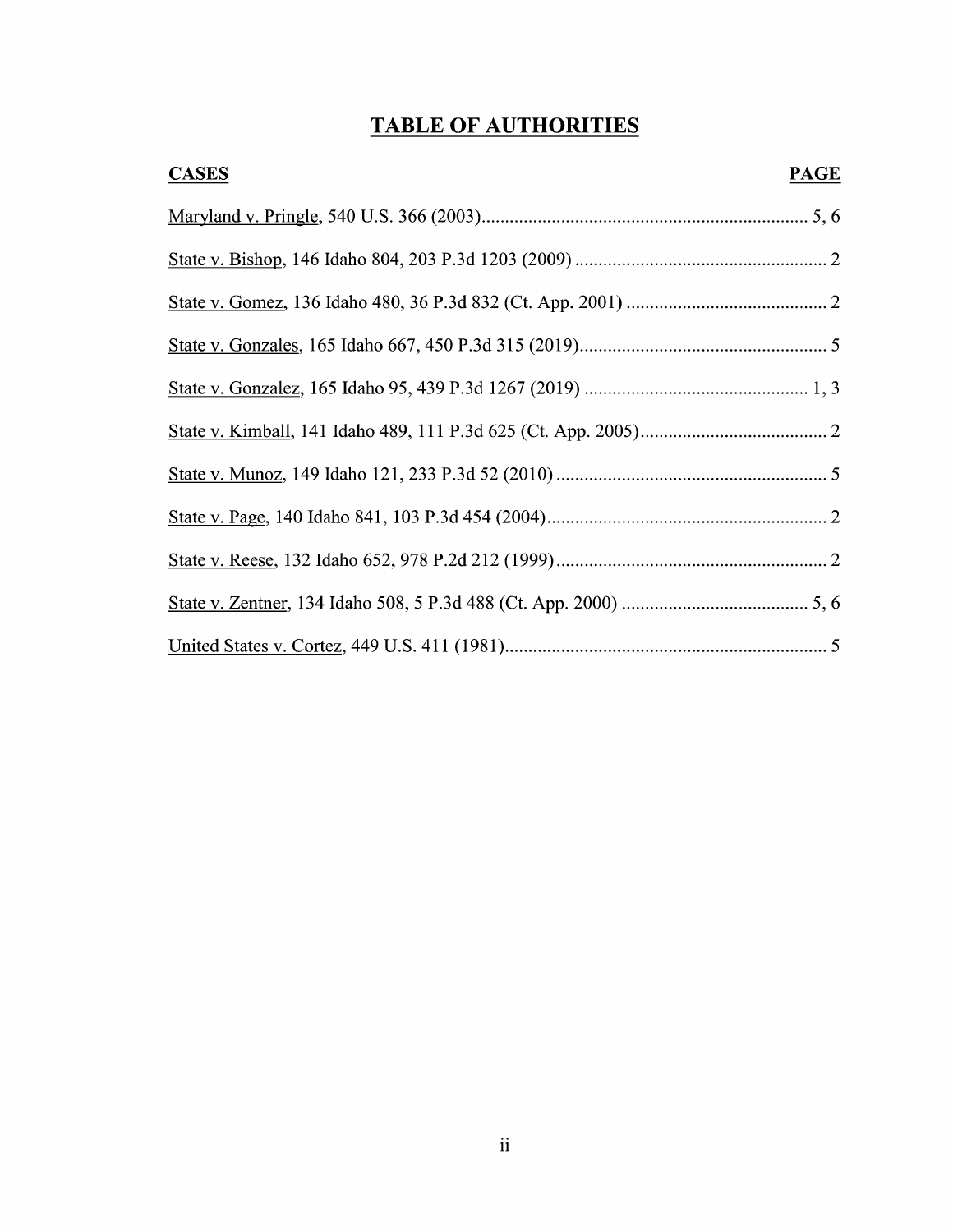# TABLE OF AUTHORITIES

| CASES | PAGE |
| --- | --- |
| Maryland v. Pringle, 540 U.S. 366 (2003) | 5, 6 |
| State v. Bishop, 146 Idaho 804, 203 P.3d 1203 (2009) | 2 |
| State v. Gomez, 136 Idaho 480, 36 P.3d 832 (Ct. App. 2001) | 2 |
| State v. Gonzales, 165 Idaho 667, 450 P.3d 315 (2019) | 5 |
| State v. Gonzalez, 165 Idaho 95, 439 P.3d 1267 (2019) | 1, 3 |
| State v. Kimball, 141 Idaho 489, 111 P.3d 625 (Ct. App. 2005) | 2 |
| State v. Munoz, 149 Idaho 121, 233 P.3d 52 (2010) | 5 |
| State v. Page, 140 Idaho 841, 103 P.3d 454 (2004) | 2 |
| State v. Reese, 132 Idaho 652, 978 P.2d 212 (1999) | 2 |
| State v. Zentner, 134 Idaho 508, 5 P.3d 488 (Ct. App. 2000) | 5, 6 |
| United States v. Cortez, 449 U.S. 411 (1981) | 5 |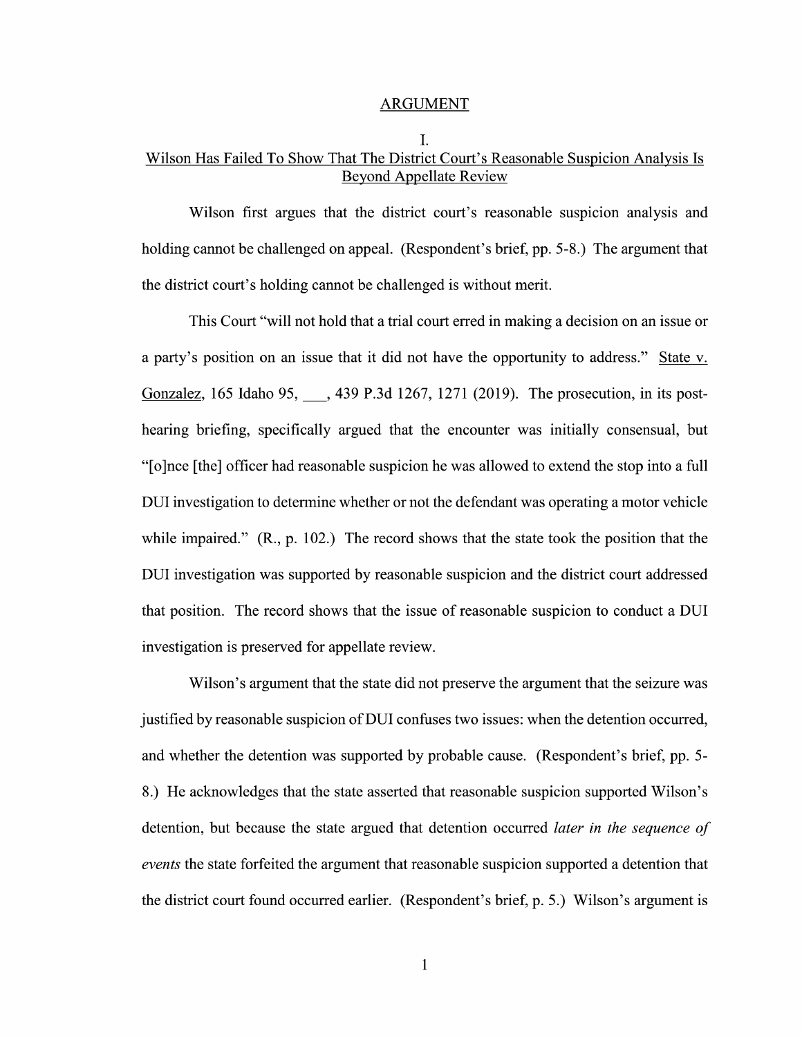## ARGUMENT

### I.
### Wilson Has Failed To Show That The District Court's Reasonable Suspicion Analysis Is Beyond Appellate Review

Wilson first argues that the district court's reasonable suspicion analysis and holding cannot be challenged on appeal. (Respondent's brief, pp. 5-8.) The argument that the district court's holding cannot be challenged is without merit.

This Court "will not hold that a trial court erred in making a decision on an issue or a party's position on an issue that it did not have the opportunity to address." State v. Gonzalez, 165 Idaho 95, ___, 439 P.3d 1267, 1271 (2019). The prosecution, in its post-hearing briefing, specifically argued that the encounter was initially consensual, but "[o]nce [the] officer had reasonable suspicion he was allowed to extend the stop into a full DUI investigation to determine whether or not the defendant was operating a motor vehicle while impaired." (R., p. 102.) The record shows that the state took the position that the DUI investigation was supported by reasonable suspicion and the district court addressed that position. The record shows that the issue of reasonable suspicion to conduct a DUI investigation is preserved for appellate review.

Wilson's argument that the state did not preserve the argument that the seizure was justified by reasonable suspicion of DUI confuses two issues: when the detention occurred, and whether the detention was supported by probable cause. (Respondent's brief, pp. 5-8.) He acknowledges that the state asserted that reasonable suspicion supported Wilson's detention, but because the state argued that detention occurred *later in the sequence of events* the state forfeited the argument that reasonable suspicion supported a detention that the district court found occurred earlier. (Respondent's brief, p. 5.) Wilson's argument is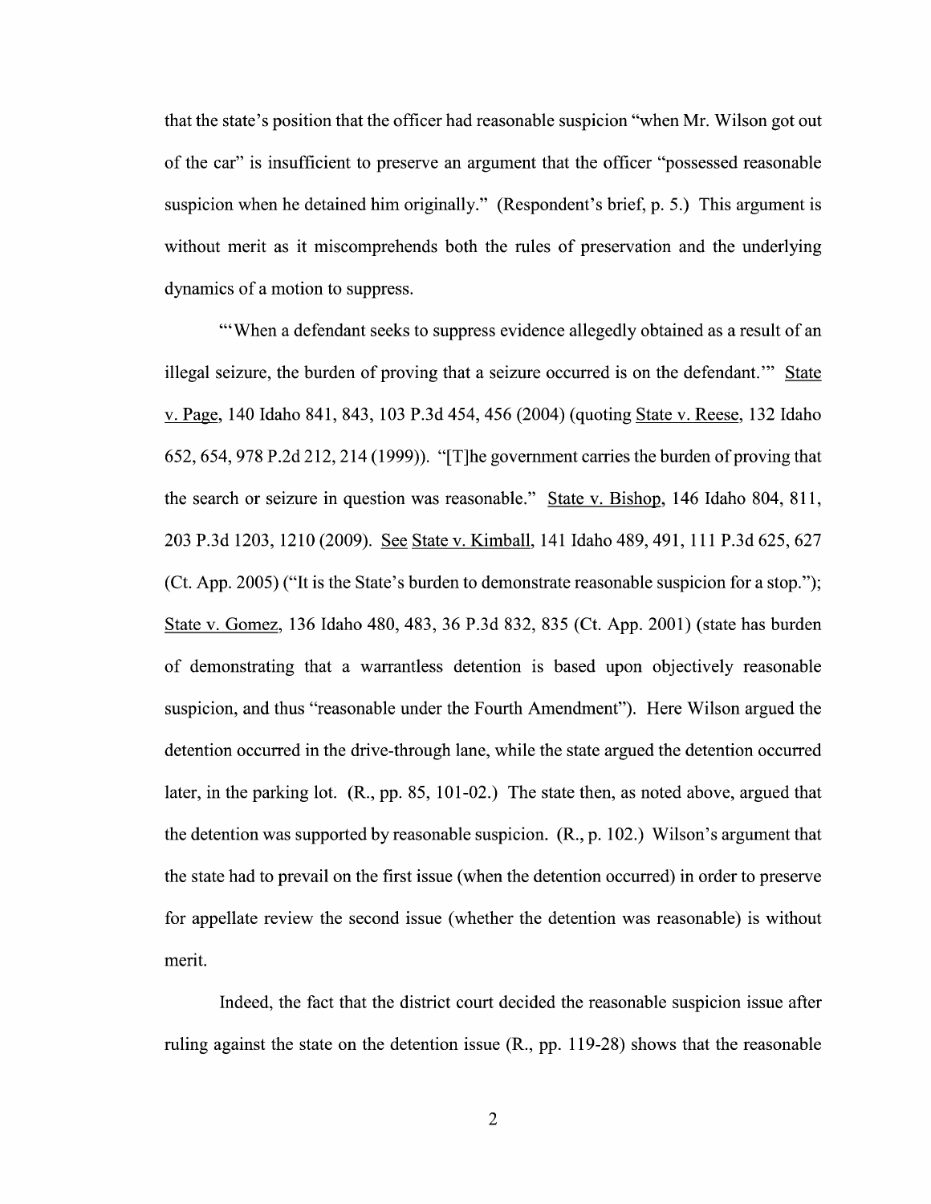that the state's position that the officer had reasonable suspicion "when Mr. Wilson got out of the car" is insufficient to preserve an argument that the officer "possessed reasonable suspicion when he detained him originally." (Respondent's brief, p. 5.) This argument is without merit as it miscomprehends both the rules of preservation and the underlying dynamics of a motion to suppress.

"'When a defendant seeks to suppress evidence allegedly obtained as a result of an illegal seizure, the burden of proving that a seizure occurred is on the defendant.'" State v. Page, 140 Idaho 841, 843, 103 P.3d 454, 456 (2004) (quoting State v. Reese, 132 Idaho 652, 654, 978 P.2d 212, 214 (1999)). "[T]he government carries the burden of proving that the search or seizure in question was reasonable." State v. Bishop, 146 Idaho 804, 811, 203 P.3d 1203, 1210 (2009). See State v. Kimball, 141 Idaho 489, 491, 111 P.3d 625, 627 (Ct. App. 2005) ("It is the State's burden to demonstrate reasonable suspicion for a stop."); State v. Gomez, 136 Idaho 480, 483, 36 P.3d 832, 835 (Ct. App. 2001) (state has burden of demonstrating that a warrantless detention is based upon objectively reasonable suspicion, and thus "reasonable under the Fourth Amendment"). Here Wilson argued the detention occurred in the drive-through lane, while the state argued the detention occurred later, in the parking lot. (R., pp. 85, 101-02.) The state then, as noted above, argued that the detention was supported by reasonable suspicion. (R., p. 102.) Wilson's argument that the state had to prevail on the first issue (when the detention occurred) in order to preserve for appellate review the second issue (whether the detention was reasonable) is without merit.

Indeed, the fact that the district court decided the reasonable suspicion issue after ruling against the state on the detention issue (R., pp. 119-28) shows that the reasonable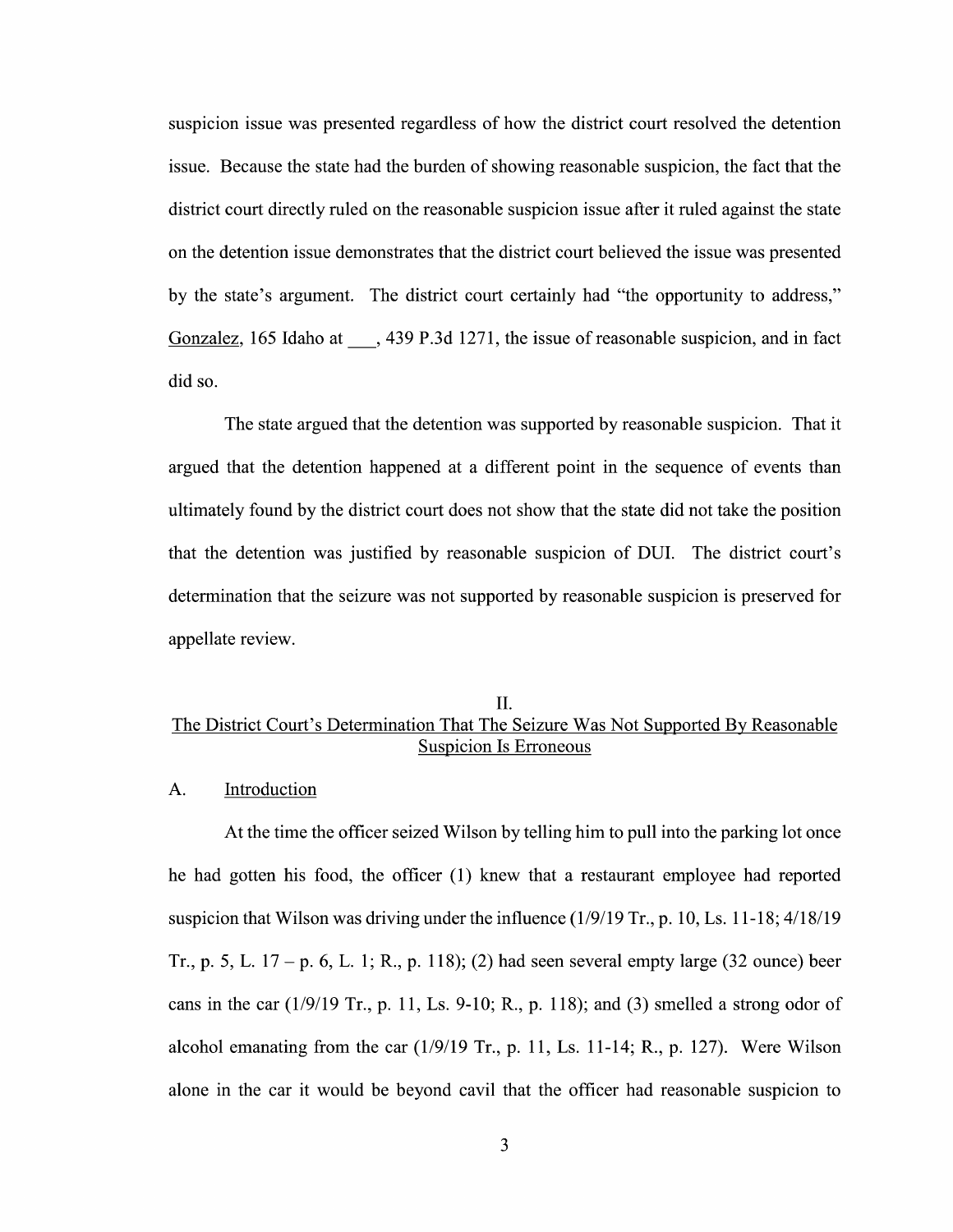suspicion issue was presented regardless of how the district court resolved the detention issue. Because the state had the burden of showing reasonable suspicion, the fact that the district court directly ruled on the reasonable suspicion issue after it ruled against the state on the detention issue demonstrates that the district court believed the issue was presented by the state's argument. The district court certainly had "the opportunity to address," Gonzalez, 165 Idaho at ___, 439 P.3d 1271, the issue of reasonable suspicion, and in fact did so.

The state argued that the detention was supported by reasonable suspicion. That it argued that the detention happened at a different point in the sequence of events than ultimately found by the district court does not show that the state did not take the position that the detention was justified by reasonable suspicion of DUI. The district court's determination that the seizure was not supported by reasonable suspicion is preserved for appellate review.

## II.
## The District Court's Determination That The Seizure Was Not Supported By Reasonable Suspicion Is Erroneous

### A. Introduction

At the time the officer seized Wilson by telling him to pull into the parking lot once he had gotten his food, the officer (1) knew that a restaurant employee had reported suspicion that Wilson was driving under the influence (1/9/19 Tr., p. 10, Ls. 11-18; 4/18/19 Tr., p. 5, L. 17 – p. 6, L. 1; R., p. 118); (2) had seen several empty large (32 ounce) beer cans in the car (1/9/19 Tr., p. 11, Ls. 9-10; R., p. 118); and (3) smelled a strong odor of alcohol emanating from the car (1/9/19 Tr., p. 11, Ls. 11-14; R., p. 127). Were Wilson alone in the car it would be beyond cavil that the officer had reasonable suspicion to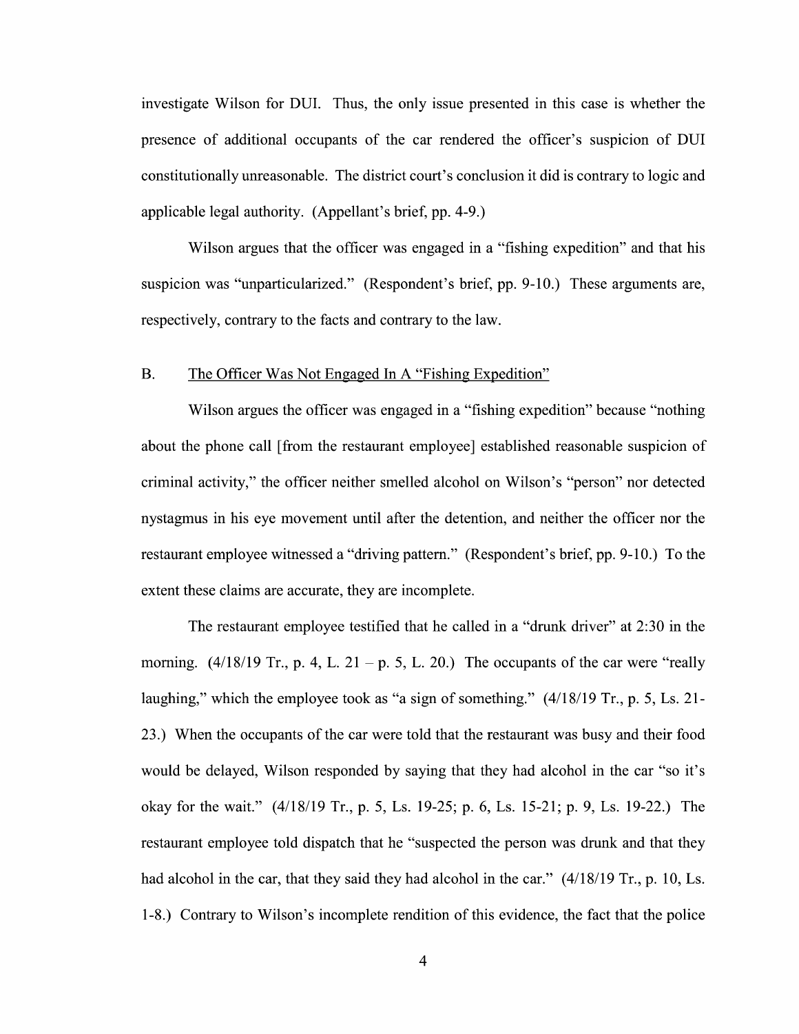investigate Wilson for DUI. Thus, the only issue presented in this case is whether the presence of additional occupants of the car rendered the officer's suspicion of DUI constitutionally unreasonable. The district court's conclusion it did is contrary to logic and applicable legal authority. (Appellant's brief, pp. 4-9.)

Wilson argues that the officer was engaged in a "fishing expedition" and that his suspicion was "unparticularized." (Respondent's brief, pp. 9-10.) These arguments are, respectively, contrary to the facts and contrary to the law.

## B. The Officer Was Not Engaged In A "Fishing Expedition"

Wilson argues the officer was engaged in a "fishing expedition" because "nothing about the phone call [from the restaurant employee] established reasonable suspicion of criminal activity," the officer neither smelled alcohol on Wilson's "person" nor detected nystagmus in his eye movement until after the detention, and neither the officer nor the restaurant employee witnessed a "driving pattern." (Respondent's brief, pp. 9-10.) To the extent these claims are accurate, they are incomplete.

The restaurant employee testified that he called in a "drunk driver" at 2:30 in the morning. (4/18/19 Tr., p. 4, L. 21 – p. 5, L. 20.) The occupants of the car were "really laughing," which the employee took as "a sign of something." (4/18/19 Tr., p. 5, Ls. 21-23.) When the occupants of the car were told that the restaurant was busy and their food would be delayed, Wilson responded by saying that they had alcohol in the car "so it's okay for the wait." (4/18/19 Tr., p. 5, Ls. 19-25; p. 6, Ls. 15-21; p. 9, Ls. 19-22.) The restaurant employee told dispatch that he "suspected the person was drunk and that they had alcohol in the car, that they said they had alcohol in the car." (4/18/19 Tr., p. 10, Ls. 1-8.) Contrary to Wilson's incomplete rendition of this evidence, the fact that the police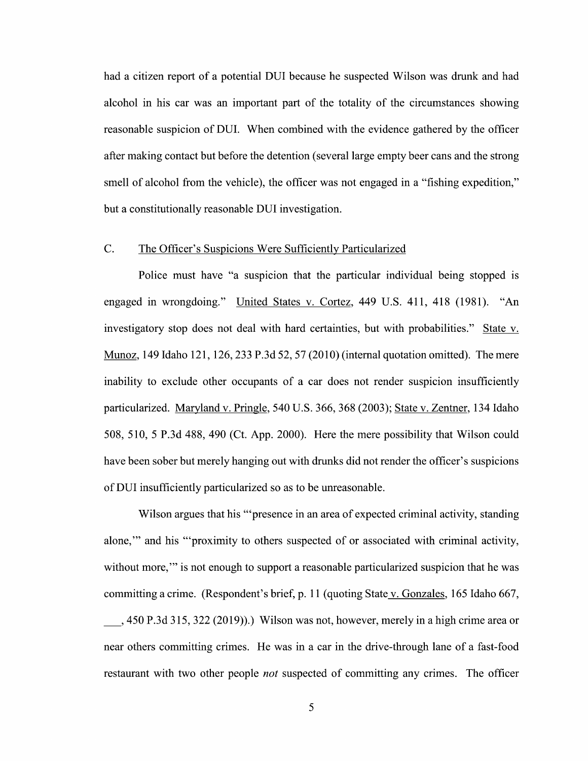had a citizen report of a potential DUI because he suspected Wilson was drunk and had alcohol in his car was an important part of the totality of the circumstances showing reasonable suspicion of DUI. When combined with the evidence gathered by the officer after making contact but before the detention (several large empty beer cans and the strong smell of alcohol from the vehicle), the officer was not engaged in a "fishing expedition," but a constitutionally reasonable DUI investigation.

### C. The Officer's Suspicions Were Sufficiently Particularized

Police must have "a suspicion that the particular individual being stopped is engaged in wrongdoing." United States v. Cortez, 449 U.S. 411, 418 (1981). "An investigatory stop does not deal with hard certainties, but with probabilities." State v. Munoz, 149 Idaho 121, 126, 233 P.3d 52, 57 (2010) (internal quotation omitted). The mere inability to exclude other occupants of a car does not render suspicion insufficiently particularized. Maryland v. Pringle, 540 U.S. 366, 368 (2003); State v. Zentner, 134 Idaho 508, 510, 5 P.3d 488, 490 (Ct. App. 2000). Here the mere possibility that Wilson could have been sober but merely hanging out with drunks did not render the officer's suspicions of DUI insufficiently particularized so as to be unreasonable.

Wilson argues that his "'presence in an area of expected criminal activity, standing alone,'" and his "'proximity to others suspected of or associated with criminal activity, without more,'" is not enough to support a reasonable particularized suspicion that he was committing a crime. (Respondent's brief, p. 11 (quoting State v. Gonzales, 165 Idaho 667, ___, 450 P.3d 315, 322 (2019)).) Wilson was not, however, merely in a high crime area or near others committing crimes. He was in a car in the drive-through lane of a fast-food restaurant with two other people *not* suspected of committing any crimes. The officer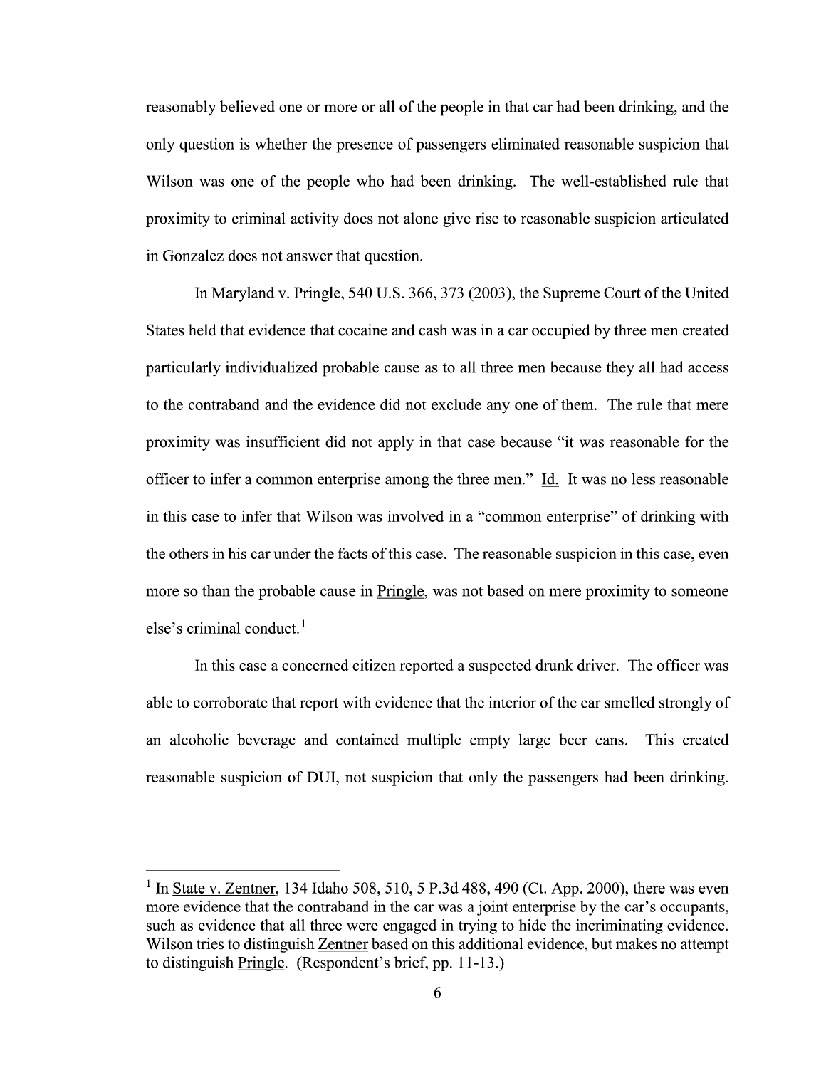reasonably believed one or more or all of the people in that car had been drinking, and the only question is whether the presence of passengers eliminated reasonable suspicion that Wilson was one of the people who had been drinking. The well-established rule that proximity to criminal activity does not alone give rise to reasonable suspicion articulated in Gonzalez does not answer that question.

In Maryland v. Pringle, 540 U.S. 366, 373 (2003), the Supreme Court of the United States held that evidence that cocaine and cash was in a car occupied by three men created particularly individualized probable cause as to all three men because they all had access to the contraband and the evidence did not exclude any one of them. The rule that mere proximity was insufficient did not apply in that case because "it was reasonable for the officer to infer a common enterprise among the three men." Id. It was no less reasonable in this case to infer that Wilson was involved in a "common enterprise" of drinking with the others in his car under the facts of this case. The reasonable suspicion in this case, even more so than the probable cause in Pringle, was not based on mere proximity to someone else's criminal conduct.[1]

In this case a concerned citizen reported a suspected drunk driver. The officer was able to corroborate that report with evidence that the interior of the car smelled strongly of an alcoholic beverage and contained multiple empty large beer cans. This created reasonable suspicion of DUI, not suspicion that only the passengers had been drinking.

---

[1] In State v. Zentner, 134 Idaho 508, 510, 5 P.3d 488, 490 (Ct. App. 2000), there was even more evidence that the contraband in the car was a joint enterprise by the car's occupants, such as evidence that all three were engaged in trying to hide the incriminating evidence. Wilson tries to distinguish Zentner based on this additional evidence, but makes no attempt to distinguish Pringle. (Respondent's brief, pp. 11-13.)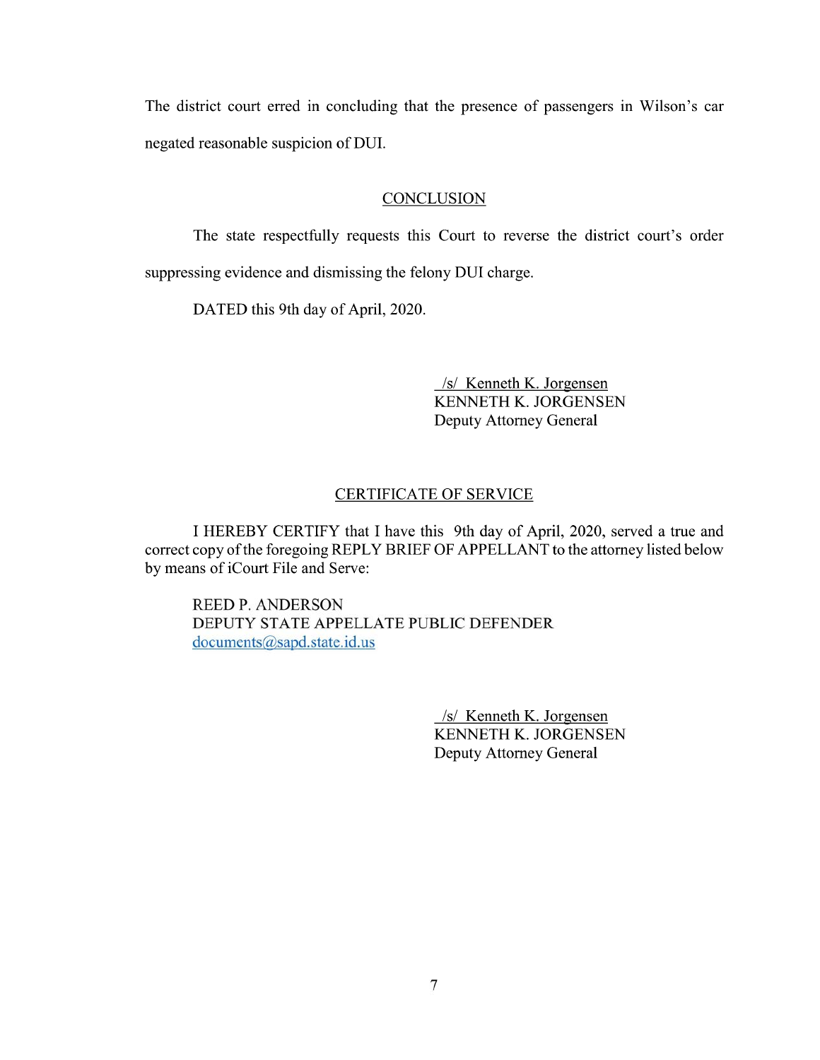The district court erred in concluding that the presence of passengers in Wilson's car negated reasonable suspicion of DUI.

## CONCLUSION

The state respectfully requests this Court to reverse the district court's order suppressing evidence and dismissing the felony DUI charge.

DATED this 9th day of April, 2020.

/s/ Kenneth K. Jorgensen
KENNETH K. JORGENSEN
Deputy Attorney General

## CERTIFICATE OF SERVICE

I HEREBY CERTIFY that I have this 9th day of April, 2020, served a true and correct copy of the foregoing REPLY BRIEF OF APPELLANT to the attorney listed below by means of iCourt File and Serve:

REED P. ANDERSON
DEPUTY STATE APPELLATE PUBLIC DEFENDER
documents@sapd.state.id.us

/s/ Kenneth K. Jorgensen
KENNETH K. JORGENSEN
Deputy Attorney General